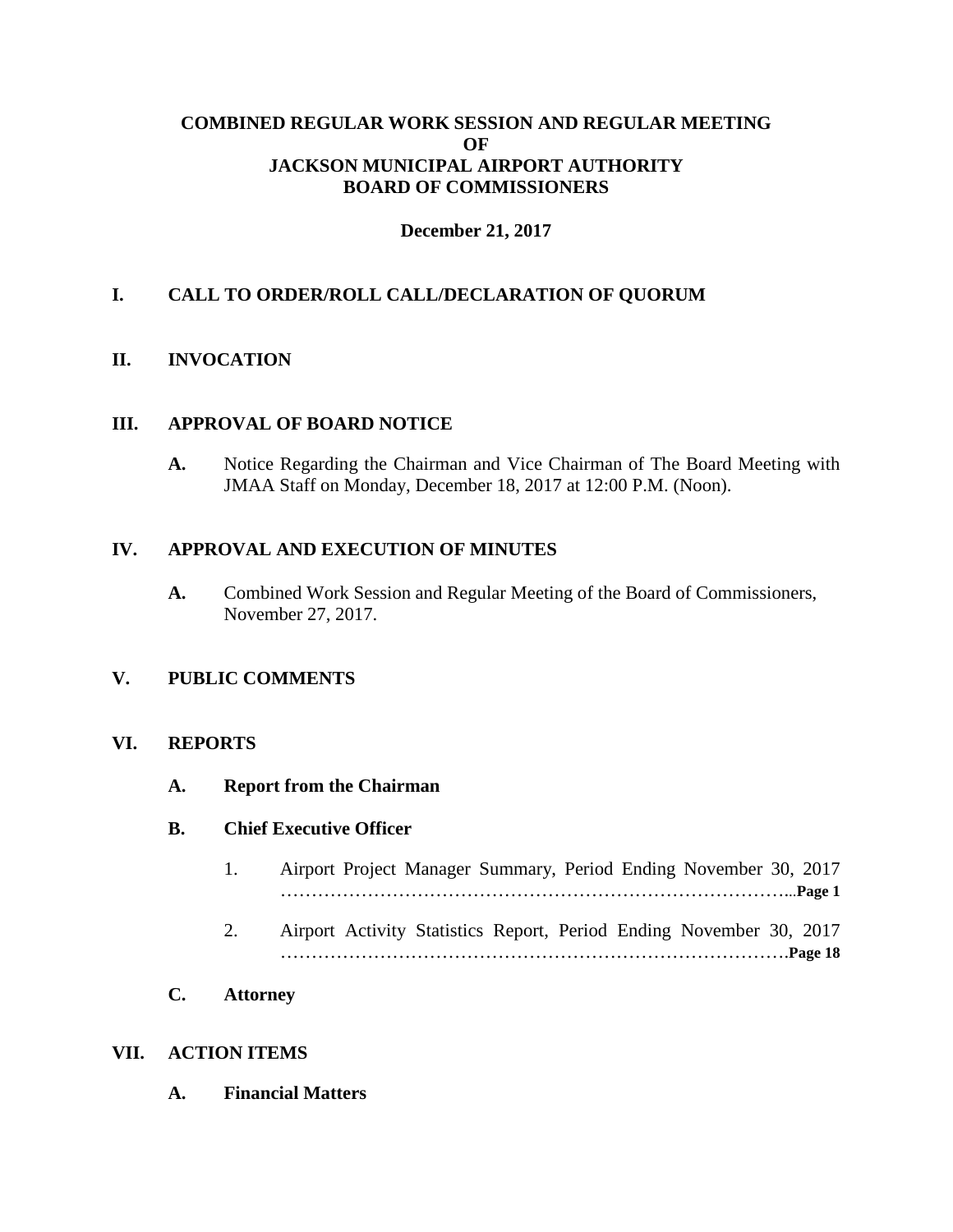# COMBINED REGULAR WORK SESSION AND REGULAR MEETING OF JACKSON MUNICIPAL AIRPORT AUTHORITY BOARD OF COMMISSIONERS

**December 21, 2017**

## I. CALL TO ORDER/ROLL CALL/DECLARATION OF QUORUM

## II. INVOCATION

## III. APPROVAL OF BOARD NOTICE

**A.** Notice Regarding the Chairman and Vice Chairman of The Board Meeting with JMAA Staff on Monday, December 18, 2017 at 12:00 P.M. (Noon).

## IV. APPROVAL AND EXECUTION OF MINUTES

**A.** Combined Work Session and Regular Meeting of the Board of Commissioners, November 27, 2017.

## V. PUBLIC COMMENTS

## VI. REPORTS

**A. Report from the Chairman**

**B. Chief Executive Officer**

1. Airport Project Manager Summary, Period Ending November 30, 2017 …………………………………………………………………………...**Page 1**

2. Airport Activity Statistics Report, Period Ending November 30, 2017 ……………………………………………………………………….**Page 18**

**C. Attorney**

## VII. ACTION ITEMS

**A. Financial Matters**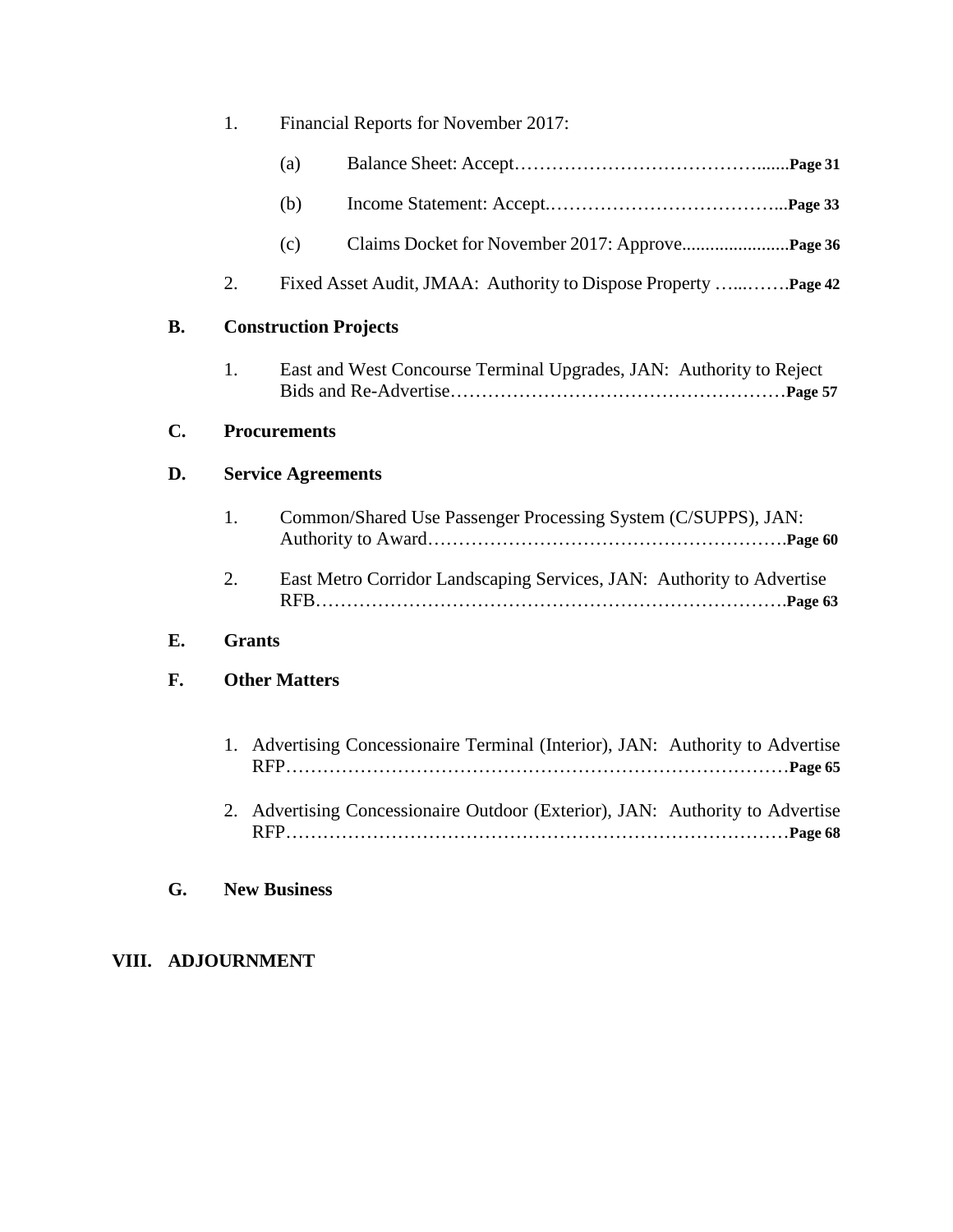1. Financial Reports for November 2017:

   (a) Balance Sheet: Accept……………………………………......**Page 31**

   (b) Income Statement: Accept.………………………………...**Page 33**

   (c) Claims Docket for November 2017: Approve.......................**Page 36**

2. Fixed Asset Audit, JMAA: Authority to Dispose Property …...…….**Page 42**

**B. Construction Projects**

1. East and West Concourse Terminal Upgrades, JAN: Authority to Reject Bids and Re-Advertise………………………………………………**Page 57**

**C. Procurements**

**D. Service Agreements**

1. Common/Shared Use Passenger Processing System (C/SUPPS), JAN: Authority to Award………………………………………………….**Page 60**

2. East Metro Corridor Landscaping Services, JAN: Authority to Advertise RFB………………………………………………………………….**Page 63**

**E. Grants**

**F. Other Matters**

1. Advertising Concessionaire Terminal (Interior), JAN: Authority to Advertise RFP……………………………………………………………………**Page 65**

2. Advertising Concessionaire Outdoor (Exterior), JAN: Authority to Advertise RFP……………………………………………………………………**Page 68**

**G. New Business**

**VIII. ADJOURNMENT**